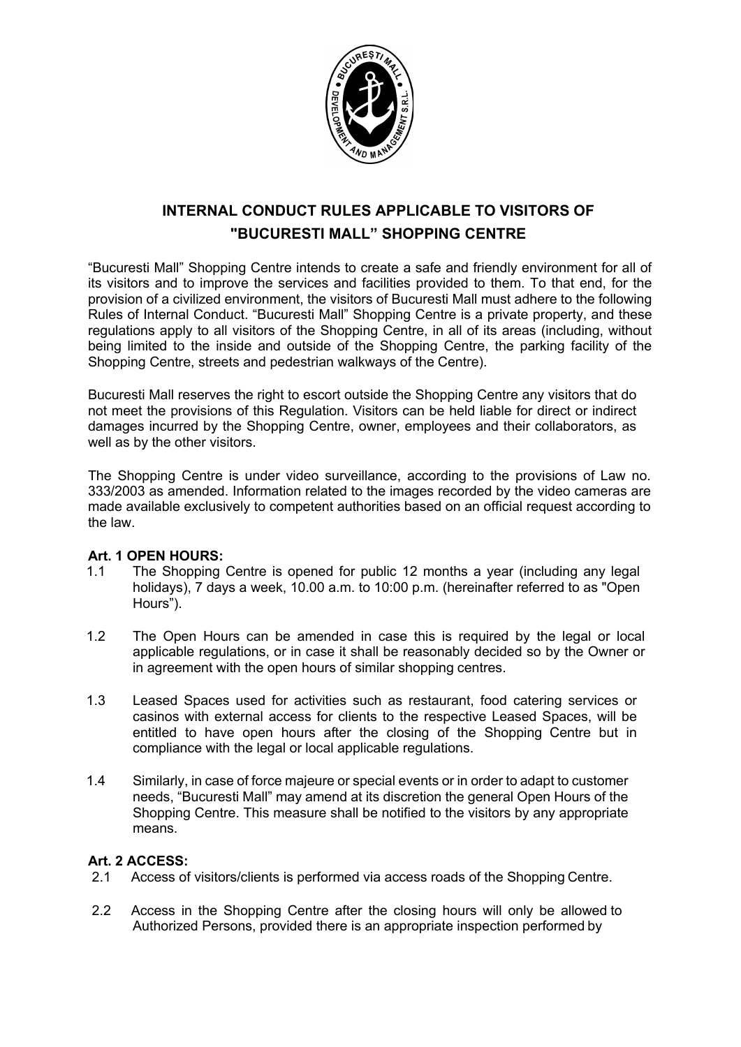# INTERNAL CONDUCT RULES APPLICABLE TO VISITORS OF "BUCURESTI MALL" SHOPPING CENTRE

"Bucuresti Mall" Shopping Centre intends to create a safe and friendly environment for all of its visitors and to improve the services and facilities provided to them. To that end, for the provision of a civilized environment, the visitors of Bucuresti Mall must adhere to the following Rules of Internal Conduct. "Bucuresti Mall" Shopping Centre is a private property, and these regulations apply to all visitors of the Shopping Centre, in all of its areas (including, without being limited to the inside and outside of the Shopping Centre, the parking facility of the Shopping Centre, streets and pedestrian walkways of the Centre).

Bucuresti Mall reserves the right to escort outside the Shopping Centre any visitors that do not meet the provisions of this Regulation. Visitors can be held liable for direct or indirect damages incurred by the Shopping Centre, owner, employees and their collaborators, as well as by the other visitors.

The Shopping Centre is under video surveillance, according to the provisions of Law no. 333/2003 as amended. Information related to the images recorded by the video cameras are made available exclusively to competent authorities based on an official request according to the law.

**Art. 1 OPEN HOURS:**

1.1 The Shopping Centre is opened for public 12 months a year (including any legal holidays), 7 days a week, 10.00 a.m. to 10:00 p.m. (hereinafter referred to as "Open Hours").

1.2 The Open Hours can be amended in case this is required by the legal or local applicable regulations, or in case it shall be reasonably decided so by the Owner or in agreement with the open hours of similar shopping centres.

1.3 Leased Spaces used for activities such as restaurant, food catering services or casinos with external access for clients to the respective Leased Spaces, will be entitled to have open hours after the closing of the Shopping Centre but in compliance with the legal or local applicable regulations.

1.4 Similarly, in case of force majeure or special events or in order to adapt to customer needs, "Bucuresti Mall" may amend at its discretion the general Open Hours of the Shopping Centre. This measure shall be notified to the visitors by any appropriate means.

**Art. 2 ACCESS:**

2.1 Access of visitors/clients is performed via access roads of the Shopping Centre.

2.2 Access in the Shopping Centre after the closing hours will only be allowed to Authorized Persons, provided there is an appropriate inspection performed by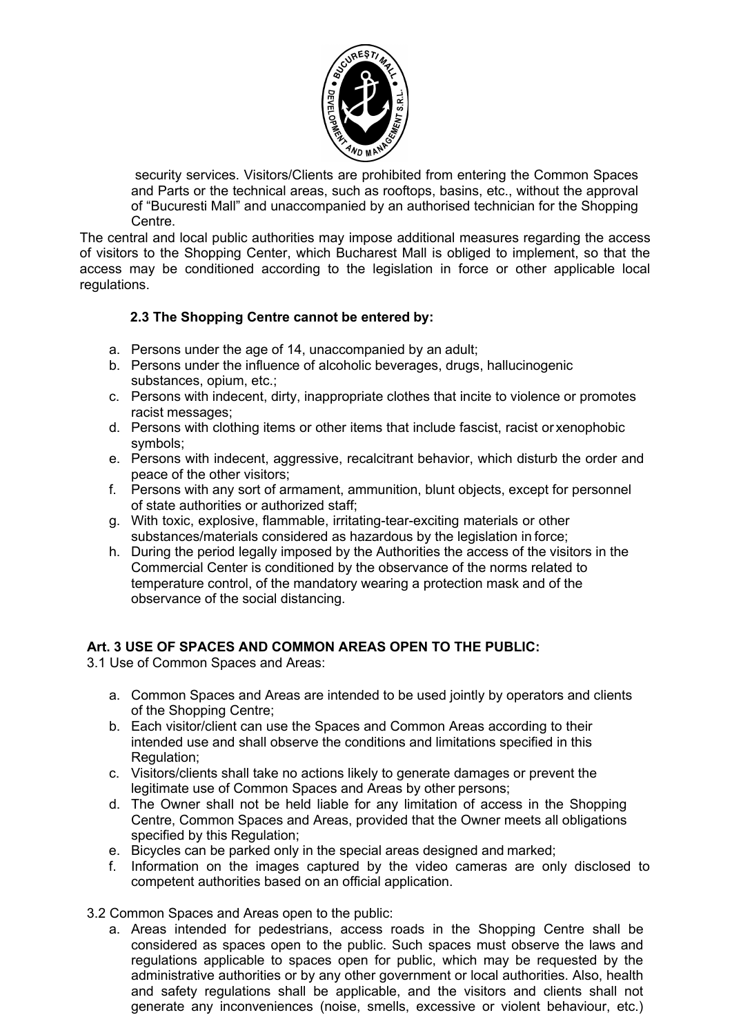security services. Visitors/Clients are prohibited from entering the Common Spaces and Parts or the technical areas, such as rooftops, basins, etc., without the approval of "Bucuresti Mall" and unaccompanied by an authorised technician for the Shopping Centre.

The central and local public authorities may impose additional measures regarding the access of visitors to the Shopping Center, which Bucharest Mall is obliged to implement, so that the access may be conditioned according to the legislation in force or other applicable local regulations.

**2.3 The Shopping Centre cannot be entered by:**

a. Persons under the age of 14, unaccompanied by an adult;
b. Persons under the influence of alcoholic beverages, drugs, hallucinogenic substances, opium, etc.;
c. Persons with indecent, dirty, inappropriate clothes that incite to violence or promotes racist messages;
d. Persons with clothing items or other items that include fascist, racist or xenophobic symbols;
e. Persons with indecent, aggressive, recalcitrant behavior, which disturb the order and peace of the other visitors;
f. Persons with any sort of armament, ammunition, blunt objects, except for personnel of state authorities or authorized staff;
g. With toxic, explosive, flammable, irritating-tear-exciting materials or other substances/materials considered as hazardous by the legislation in force;
h. During the period legally imposed by the Authorities the access of the visitors in the Commercial Center is conditioned by the observance of the norms related to temperature control, of the mandatory wearing a protection mask and of the observance of the social distancing.

## Art. 3 USE OF SPACES AND COMMON AREAS OPEN TO THE PUBLIC:

3.1 Use of Common Spaces and Areas:

a. Common Spaces and Areas are intended to be used jointly by operators and clients of the Shopping Centre;
b. Each visitor/client can use the Spaces and Common Areas according to their intended use and shall observe the conditions and limitations specified in this Regulation;
c. Visitors/clients shall take no actions likely to generate damages or prevent the legitimate use of Common Spaces and Areas by other persons;
d. The Owner shall not be held liable for any limitation of access in the Shopping Centre, Common Spaces and Areas, provided that the Owner meets all obligations specified by this Regulation;
e. Bicycles can be parked only in the special areas designed and marked;
f. Information on the images captured by the video cameras are only disclosed to competent authorities based on an official application.

3.2 Common Spaces and Areas open to the public:

a. Areas intended for pedestrians, access roads in the Shopping Centre shall be considered as spaces open to the public. Such spaces must observe the laws and regulations applicable to spaces open for public, which may be requested by the administrative authorities or by any other government or local authorities. Also, health and safety regulations shall be applicable, and the visitors and clients shall not generate any inconveniences (noise, smells, excessive or violent behaviour, etc.)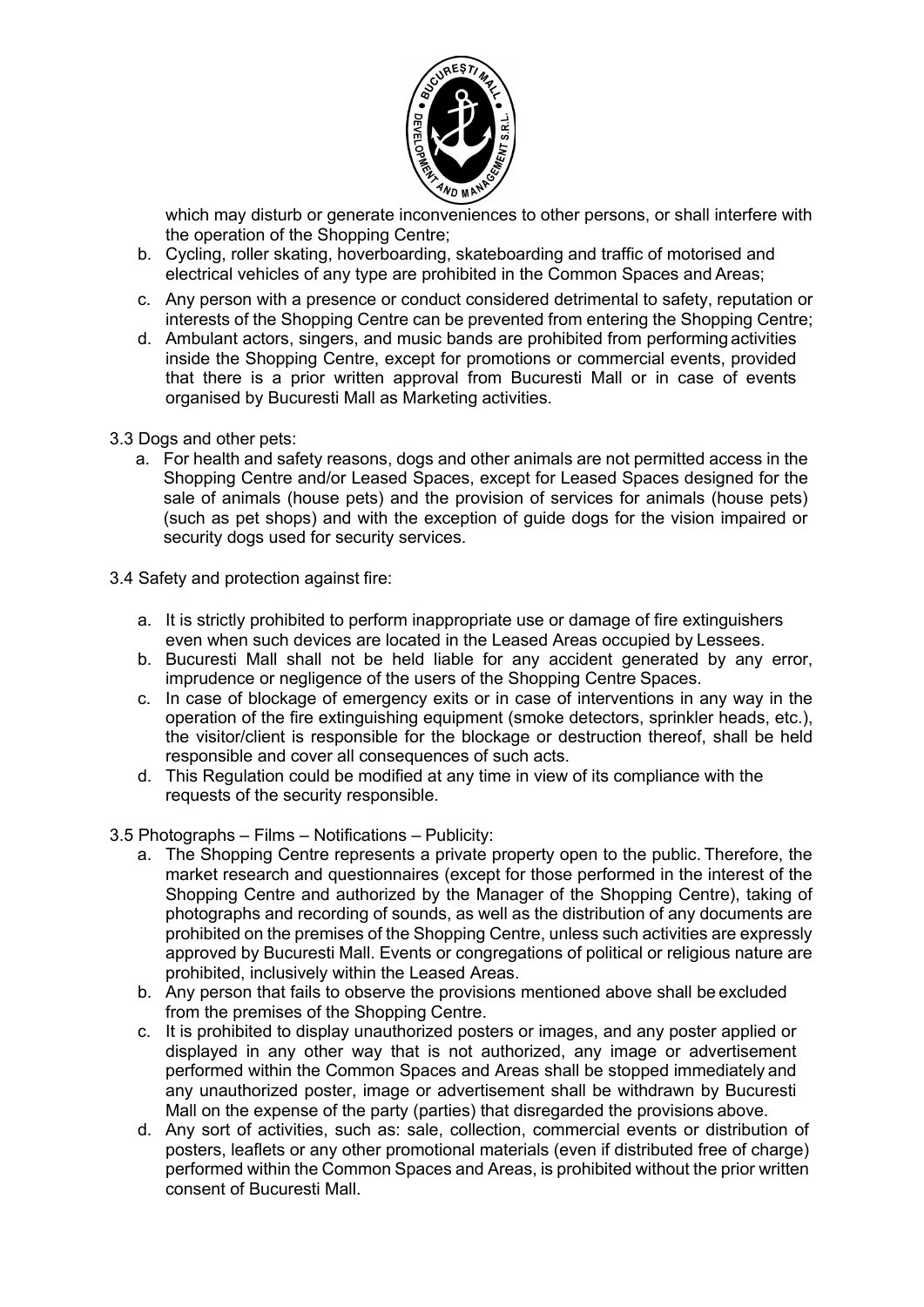which may disturb or generate inconveniences to other persons, or shall interfere with the operation of the Shopping Centre;

b. Cycling, roller skating, hoverboarding, skateboarding and traffic of motorised and electrical vehicles of any type are prohibited in the Common Spaces and Areas;

c. Any person with a presence or conduct considered detrimental to safety, reputation or interests of the Shopping Centre can be prevented from entering the Shopping Centre;

d. Ambulant actors, singers, and music bands are prohibited from performing activities inside the Shopping Centre, except for promotions or commercial events, provided that there is a prior written approval from Bucuresti Mall or in case of events organised by Bucuresti Mall as Marketing activities.

3.3 Dogs and other pets:

a. For health and safety reasons, dogs and other animals are not permitted access in the Shopping Centre and/or Leased Spaces, except for Leased Spaces designed for the sale of animals (house pets) and the provision of services for animals (house pets) (such as pet shops) and with the exception of guide dogs for the vision impaired or security dogs used for security services.

3.4 Safety and protection against fire:

a. It is strictly prohibited to perform inappropriate use or damage of fire extinguishers even when such devices are located in the Leased Areas occupied by Lessees.

b. Bucuresti Mall shall not be held liable for any accident generated by any error, imprudence or negligence of the users of the Shopping Centre Spaces.

c. In case of blockage of emergency exits or in case of interventions in any way in the operation of the fire extinguishing equipment (smoke detectors, sprinkler heads, etc.), the visitor/client is responsible for the blockage or destruction thereof, shall be held responsible and cover all consequences of such acts.

d. This Regulation could be modified at any time in view of its compliance with the requests of the security responsible.

3.5 Photographs – Films – Notifications – Publicity:

a. The Shopping Centre represents a private property open to the public. Therefore, the market research and questionnaires (except for those performed in the interest of the Shopping Centre and authorized by the Manager of the Shopping Centre), taking of photographs and recording of sounds, as well as the distribution of any documents are prohibited on the premises of the Shopping Centre, unless such activities are expressly approved by Bucuresti Mall. Events or congregations of political or religious nature are prohibited, inclusively within the Leased Areas.

b. Any person that fails to observe the provisions mentioned above shall be excluded from the premises of the Shopping Centre.

c. It is prohibited to display unauthorized posters or images, and any poster applied or displayed in any other way that is not authorized, any image or advertisement performed within the Common Spaces and Areas shall be stopped immediately and any unauthorized poster, image or advertisement shall be withdrawn by Bucuresti Mall on the expense of the party (parties) that disregarded the provisions above.

d. Any sort of activities, such as: sale, collection, commercial events or distribution of posters, leaflets or any other promotional materials (even if distributed free of charge) performed within the Common Spaces and Areas, is prohibited without the prior written consent of Bucuresti Mall.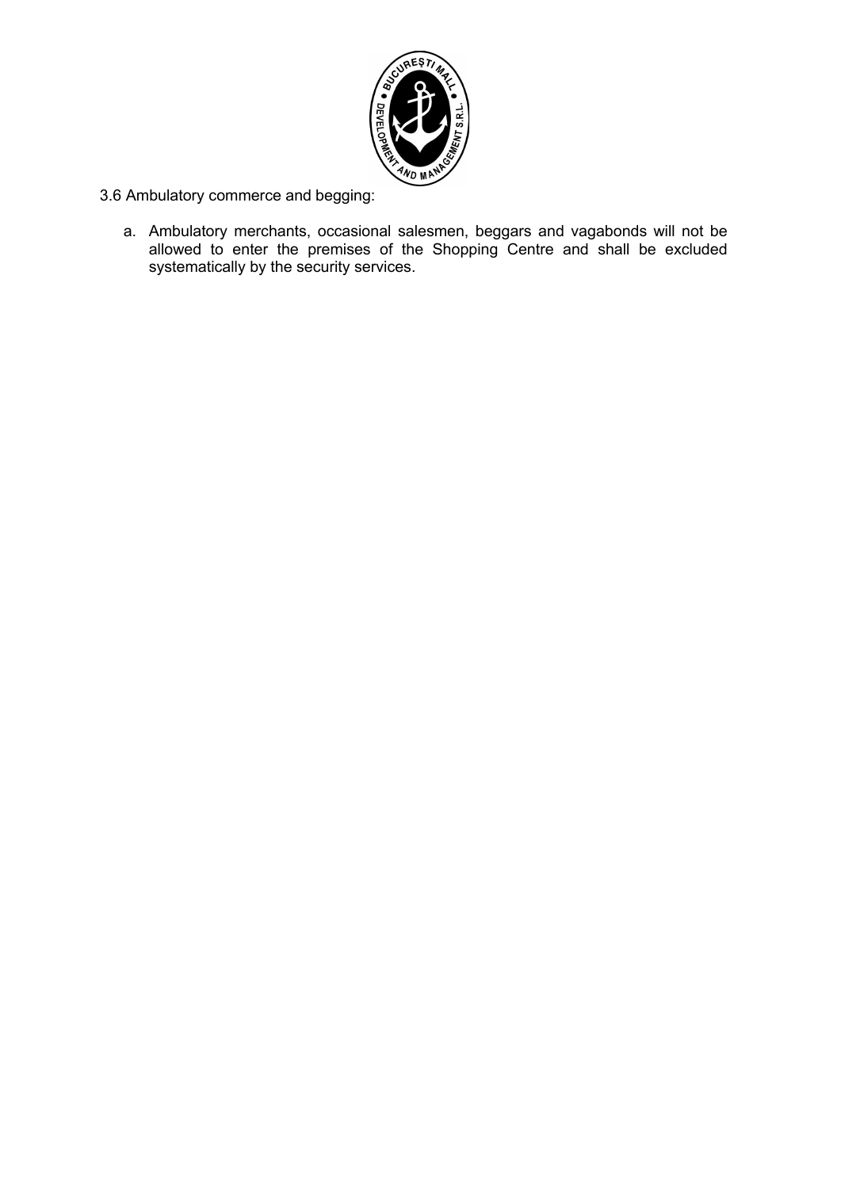3.6 Ambulatory commerce and begging:

a. Ambulatory merchants, occasional salesmen, beggars and vagabonds will not be allowed to enter the premises of the Shopping Centre and shall be excluded systematically by the security services.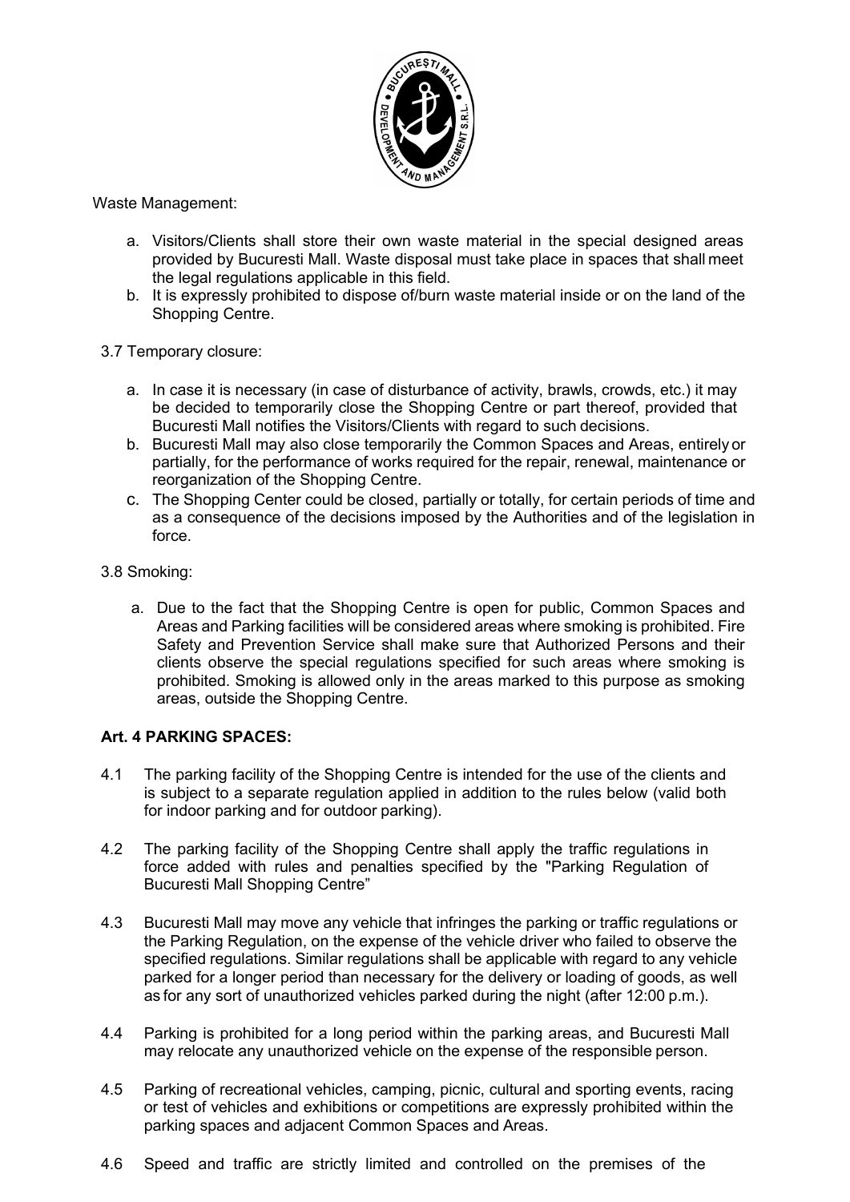Waste Management:

a. Visitors/Clients shall store their own waste material in the special designed areas provided by Bucuresti Mall. Waste disposal must take place in spaces that shall meet the legal regulations applicable in this field.
b. It is expressly prohibited to dispose of/burn waste material inside or on the land of the Shopping Centre.

3.7 Temporary closure:

a. In case it is necessary (in case of disturbance of activity, brawls, crowds, etc.) it may be decided to temporarily close the Shopping Centre or part thereof, provided that Bucuresti Mall notifies the Visitors/Clients with regard to such decisions.
b. Bucuresti Mall may also close temporarily the Common Spaces and Areas, entirely or partially, for the performance of works required for the repair, renewal, maintenance or reorganization of the Shopping Centre.
c. The Shopping Center could be closed, partially or totally, for certain periods of time and as a consequence of the decisions imposed by the Authorities and of the legislation in force.

3.8 Smoking:

a. Due to the fact that the Shopping Centre is open for public, Common Spaces and Areas and Parking facilities will be considered areas where smoking is prohibited. Fire Safety and Prevention Service shall make sure that Authorized Persons and their clients observe the special regulations specified for such areas where smoking is prohibited. Smoking is allowed only in the areas marked to this purpose as smoking areas, outside the Shopping Centre.

## Art. 4 PARKING SPACES:

4.1 The parking facility of the Shopping Centre is intended for the use of the clients and is subject to a separate regulation applied in addition to the rules below (valid both for indoor parking and for outdoor parking).

4.2 The parking facility of the Shopping Centre shall apply the traffic regulations in force added with rules and penalties specified by the "Parking Regulation of Bucuresti Mall Shopping Centre"

4.3 Bucuresti Mall may move any vehicle that infringes the parking or traffic regulations or the Parking Regulation, on the expense of the vehicle driver who failed to observe the specified regulations. Similar regulations shall be applicable with regard to any vehicle parked for a longer period than necessary for the delivery or loading of goods, as well as for any sort of unauthorized vehicles parked during the night (after 12:00 p.m.).

4.4 Parking is prohibited for a long period within the parking areas, and Bucuresti Mall may relocate any unauthorized vehicle on the expense of the responsible person.

4.5 Parking of recreational vehicles, camping, picnic, cultural and sporting events, racing or test of vehicles and exhibitions or competitions are expressly prohibited within the parking spaces and adjacent Common Spaces and Areas.

4.6 Speed and traffic are strictly limited and controlled on the premises of the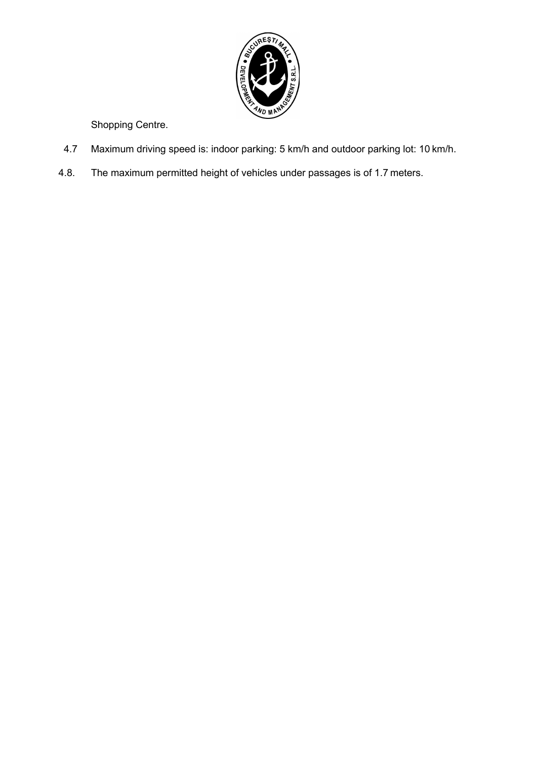Shopping Centre.

4.7 Maximum driving speed is: indoor parking: 5 km/h and outdoor parking lot: 10 km/h.

4.8. The maximum permitted height of vehicles under passages is of 1.7 meters.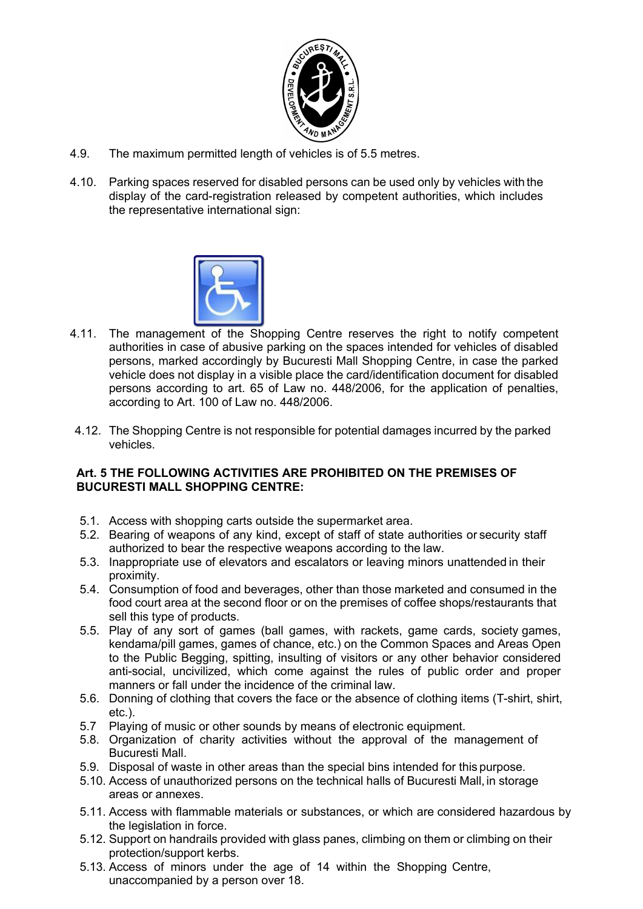4.9. The maximum permitted length of vehicles is of 5.5 metres.

4.10. Parking spaces reserved for disabled persons can be used only by vehicles with the display of the card-registration released by competent authorities, which includes the representative international sign:

4.11. The management of the Shopping Centre reserves the right to notify competent authorities in case of abusive parking on the spaces intended for vehicles of disabled persons, marked accordingly by Bucuresti Mall Shopping Centre, in case the parked vehicle does not display in a visible place the card/identification document for disabled persons according to art. 65 of Law no. 448/2006, for the application of penalties, according to Art. 100 of Law no. 448/2006.

4.12. The Shopping Centre is not responsible for potential damages incurred by the parked vehicles.

**Art. 5 THE FOLLOWING ACTIVITIES ARE PROHIBITED ON THE PREMISES OF BUCURESTI MALL SHOPPING CENTRE:**

5.1. Access with shopping carts outside the supermarket area.
5.2. Bearing of weapons of any kind, except of staff of state authorities or security staff authorized to bear the respective weapons according to the law.
5.3. Inappropriate use of elevators and escalators or leaving minors unattended in their proximity.
5.4. Consumption of food and beverages, other than those marketed and consumed in the food court area at the second floor or on the premises of coffee shops/restaurants that sell this type of products.
5.5. Play of any sort of games (ball games, with rackets, game cards, society games, kendama/pill games, games of chance, etc.) on the Common Spaces and Areas Open to the Public Begging, spitting, insulting of visitors or any other behavior considered anti-social, uncivilized, which come against the rules of public order and proper manners or fall under the incidence of the criminal law.
5.6. Donning of clothing that covers the face or the absence of clothing items (T-shirt, shirt, etc.).
5.7 Playing of music or other sounds by means of electronic equipment.
5.8. Organization of charity activities without the approval of the management of Bucuresti Mall.
5.9. Disposal of waste in other areas than the special bins intended for this purpose.
5.10. Access of unauthorized persons on the technical halls of Bucuresti Mall, in storage areas or annexes.
5.11. Access with flammable materials or substances, or which are considered hazardous by the legislation in force.
5.12. Support on handrails provided with glass panes, climbing on them or climbing on their protection/support kerbs.
5.13. Access of minors under the age of 14 within the Shopping Centre, unaccompanied by a person over 18.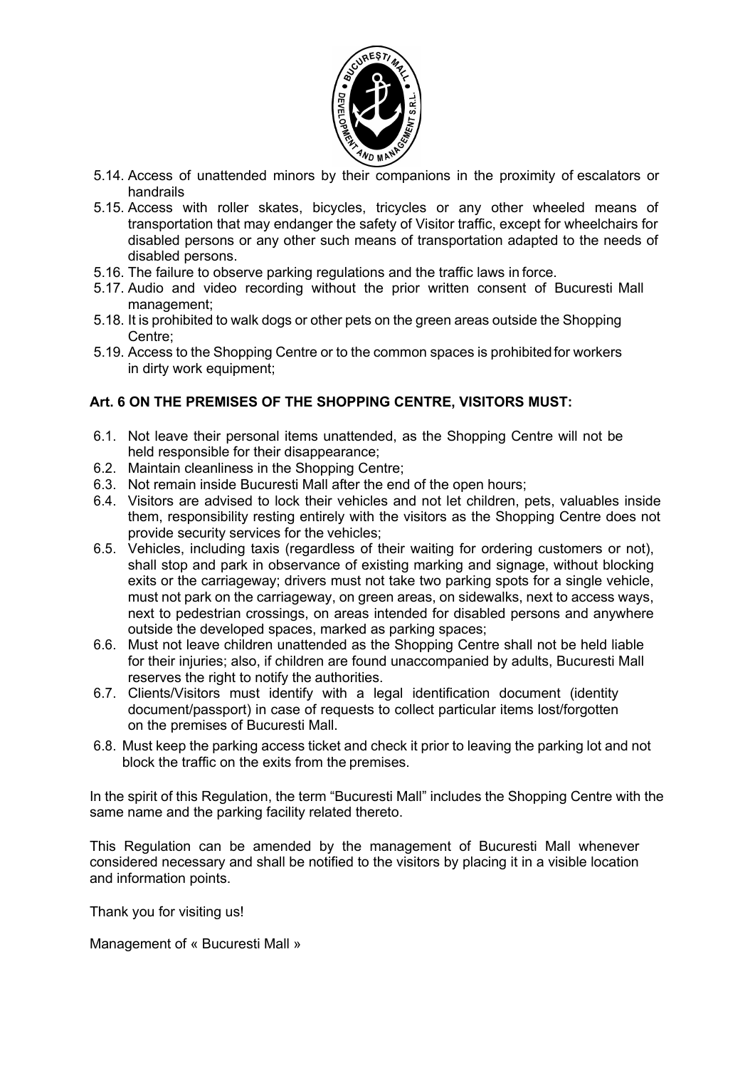5.14. Access of unattended minors by their companions in the proximity of escalators or handrails

5.15. Access with roller skates, bicycles, tricycles or any other wheeled means of transportation that may endanger the safety of Visitor traffic, except for wheelchairs for disabled persons or any other such means of transportation adapted to the needs of disabled persons.

5.16. The failure to observe parking regulations and the traffic laws in force.

5.17. Audio and video recording without the prior written consent of Bucuresti Mall management;

5.18. It is prohibited to walk dogs or other pets on the green areas outside the Shopping Centre;

5.19. Access to the Shopping Centre or to the common spaces is prohibited for workers in dirty work equipment;

**Art. 6 ON THE PREMISES OF THE SHOPPING CENTRE, VISITORS MUST:**

6.1. Not leave their personal items unattended, as the Shopping Centre will not be held responsible for their disappearance;

6.2. Maintain cleanliness in the Shopping Centre;

6.3. Not remain inside Bucuresti Mall after the end of the open hours;

6.4. Visitors are advised to lock their vehicles and not let children, pets, valuables inside them, responsibility resting entirely with the visitors as the Shopping Centre does not provide security services for the vehicles;

6.5. Vehicles, including taxis (regardless of their waiting for ordering customers or not), shall stop and park in observance of existing marking and signage, without blocking exits or the carriageway; drivers must not take two parking spots for a single vehicle, must not park on the carriageway, on green areas, on sidewalks, next to access ways, next to pedestrian crossings, on areas intended for disabled persons and anywhere outside the developed spaces, marked as parking spaces;

6.6. Must not leave children unattended as the Shopping Centre shall not be held liable for their injuries; also, if children are found unaccompanied by adults, Bucuresti Mall reserves the right to notify the authorities.

6.7. Clients/Visitors must identify with a legal identification document (identity document/passport) in case of requests to collect particular items lost/forgotten on the premises of Bucuresti Mall.

6.8. Must keep the parking access ticket and check it prior to leaving the parking lot and not block the traffic on the exits from the premises.

In the spirit of this Regulation, the term "Bucuresti Mall" includes the Shopping Centre with the same name and the parking facility related thereto.

This Regulation can be amended by the management of Bucuresti Mall whenever considered necessary and shall be notified to the visitors by placing it in a visible location and information points.

Thank you for visiting us!

Management of « Bucuresti Mall »